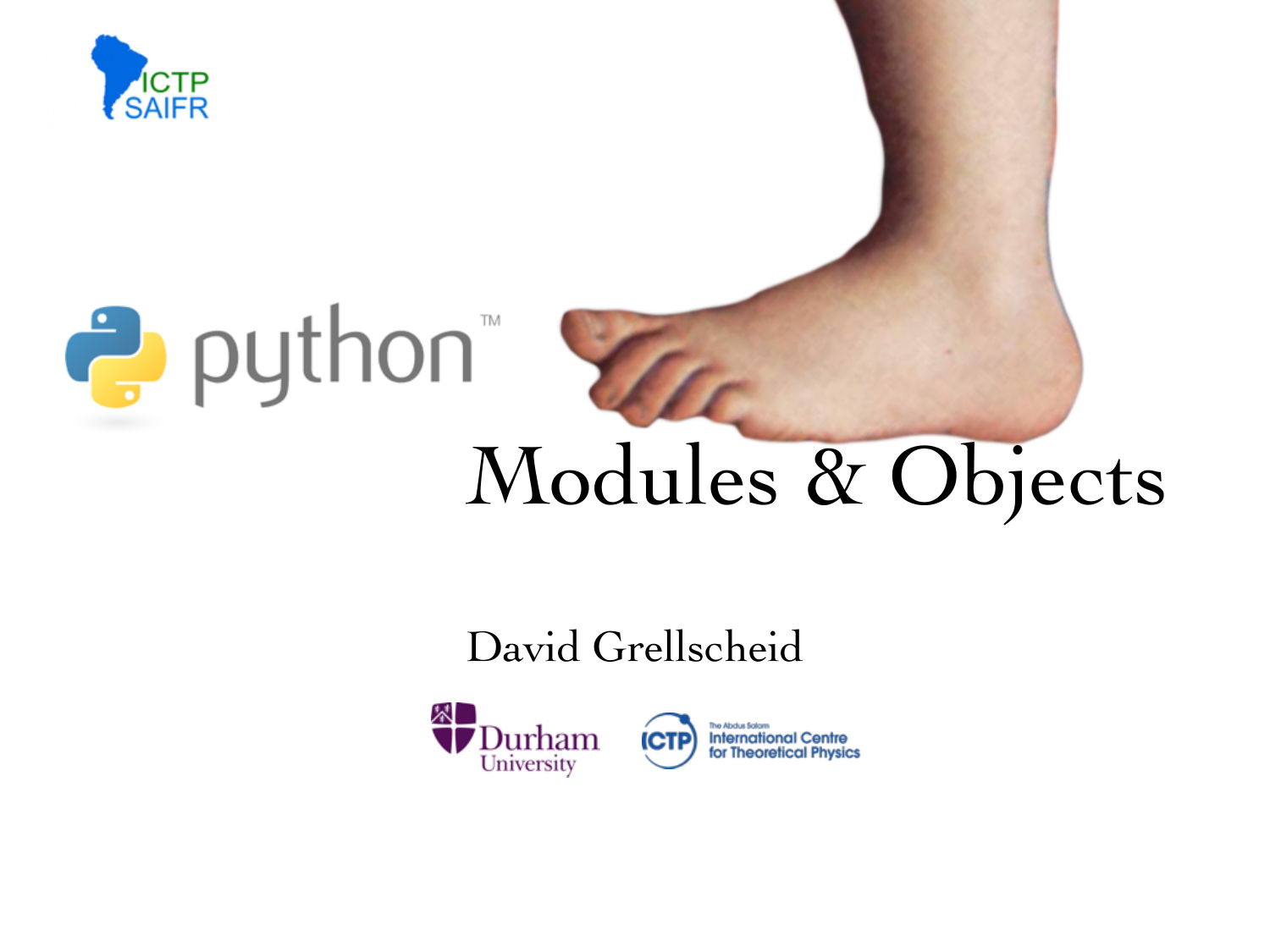ICTP SAIFR

python™

# Modules & Objects

David Grellscheid

Durham University

ICTP The Abdus Salam International Centre for Theoretical Physics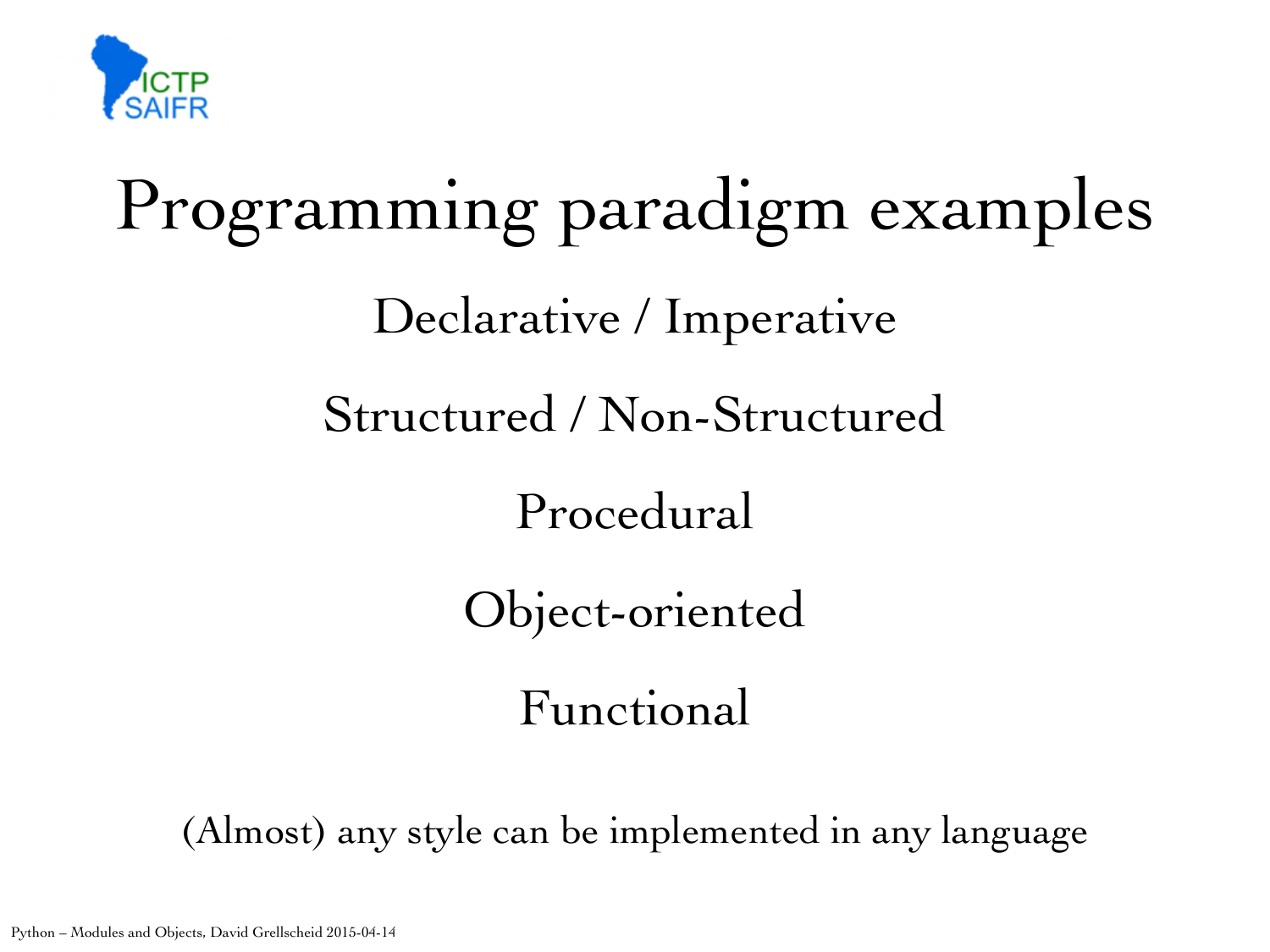# Programming paradigm examples

Declarative / Imperative

Structured / Non-Structured

Procedural

Object-oriented

Functional

(Almost) any style can be implemented in any language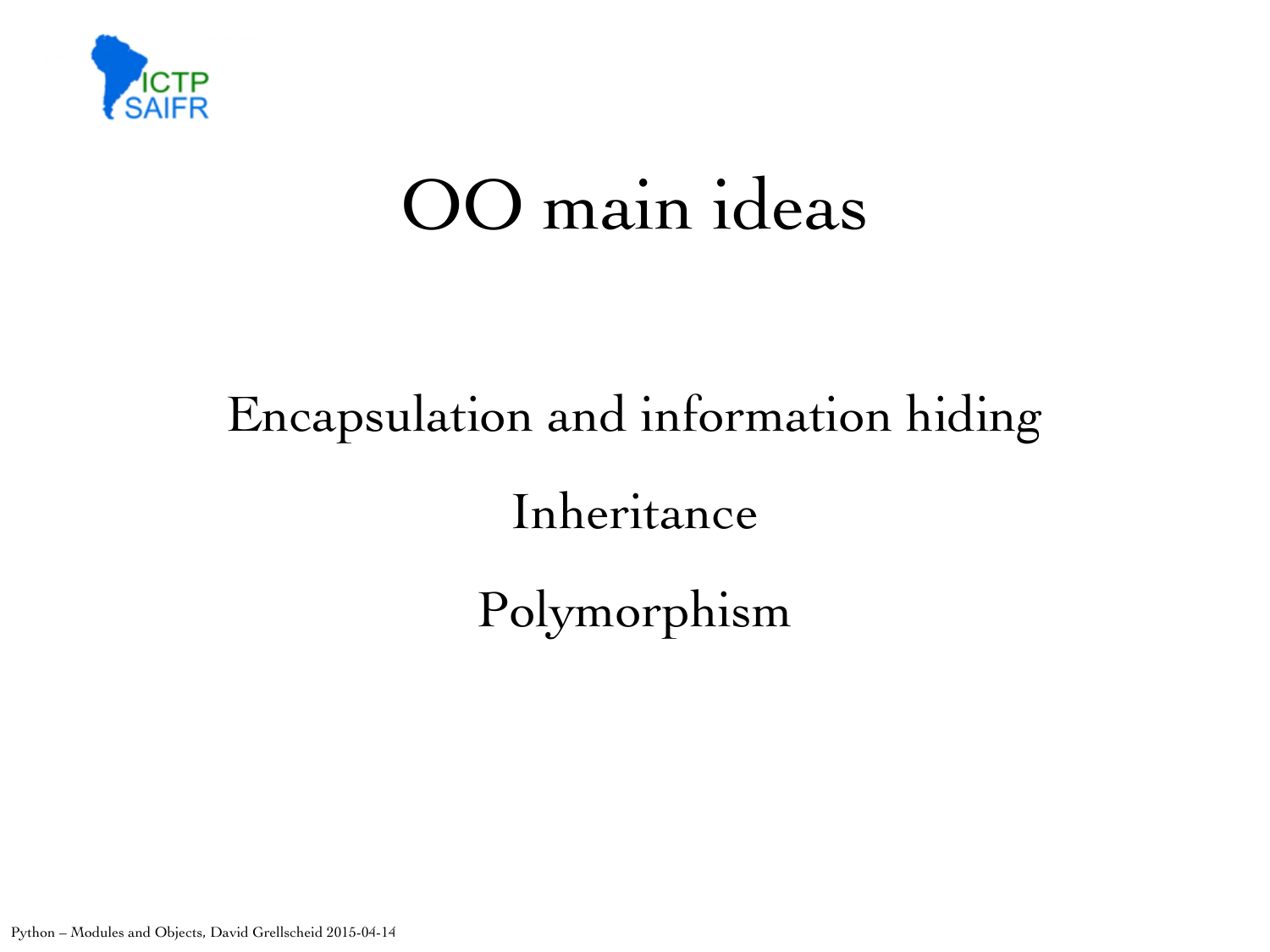# OO main ideas

Encapsulation and information hiding

Inheritance

Polymorphism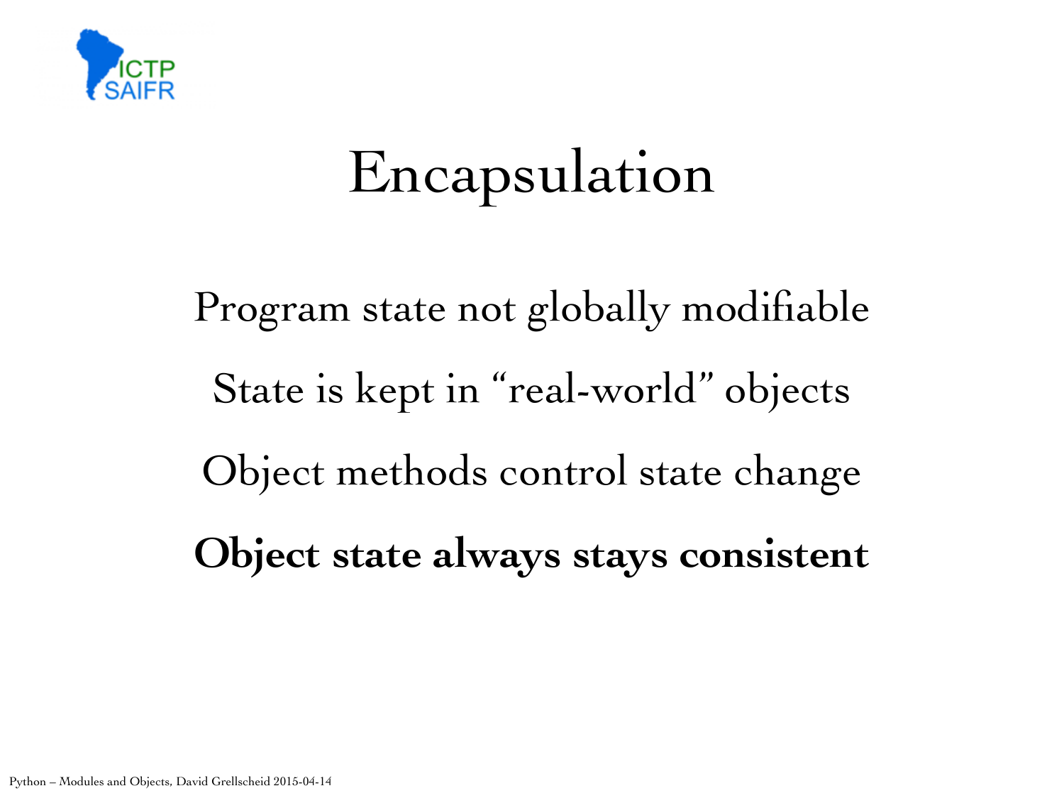# Encapsulation

Program state not globally modifiable

State is kept in "real-world" objects

Object methods control state change

**Object state always stays consistent**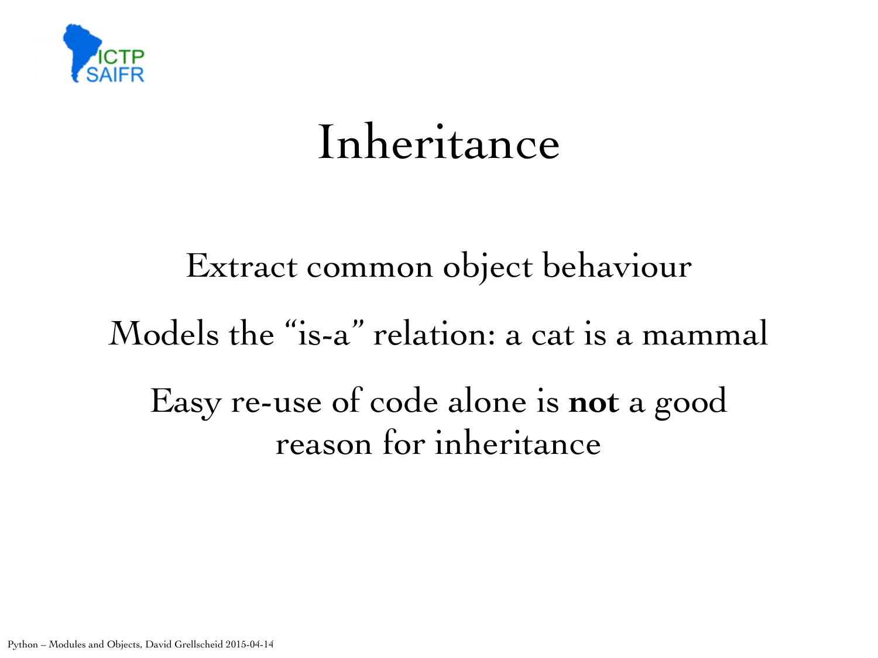# Inheritance

Extract common object behaviour

Models the "is-a" relation: a cat is a mammal

Easy re-use of code alone is **not** a good reason for inheritance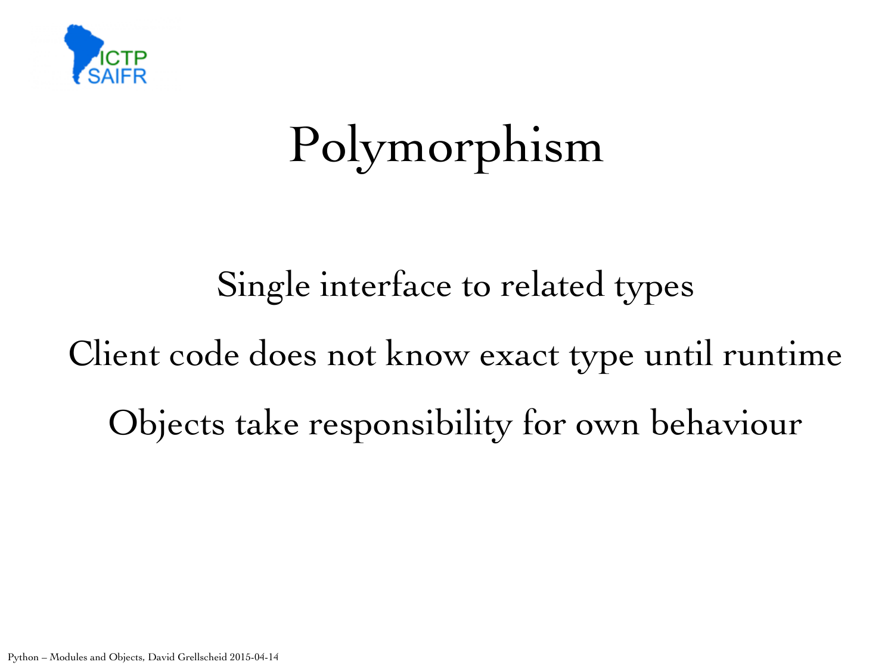# Polymorphism

Single interface to related types

Client code does not know exact type until runtime

Objects take responsibility for own behaviour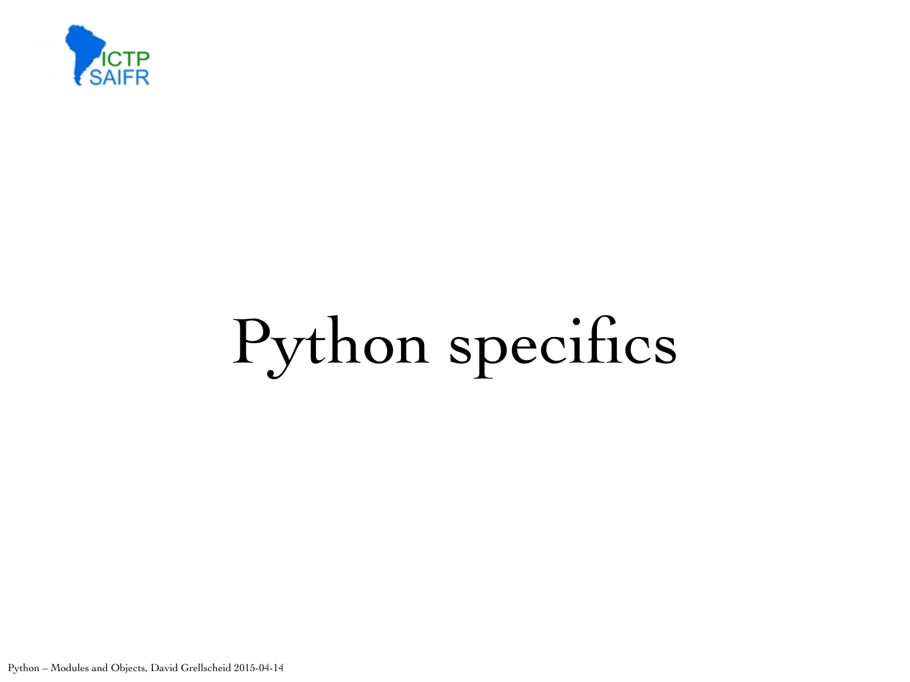# Python specifics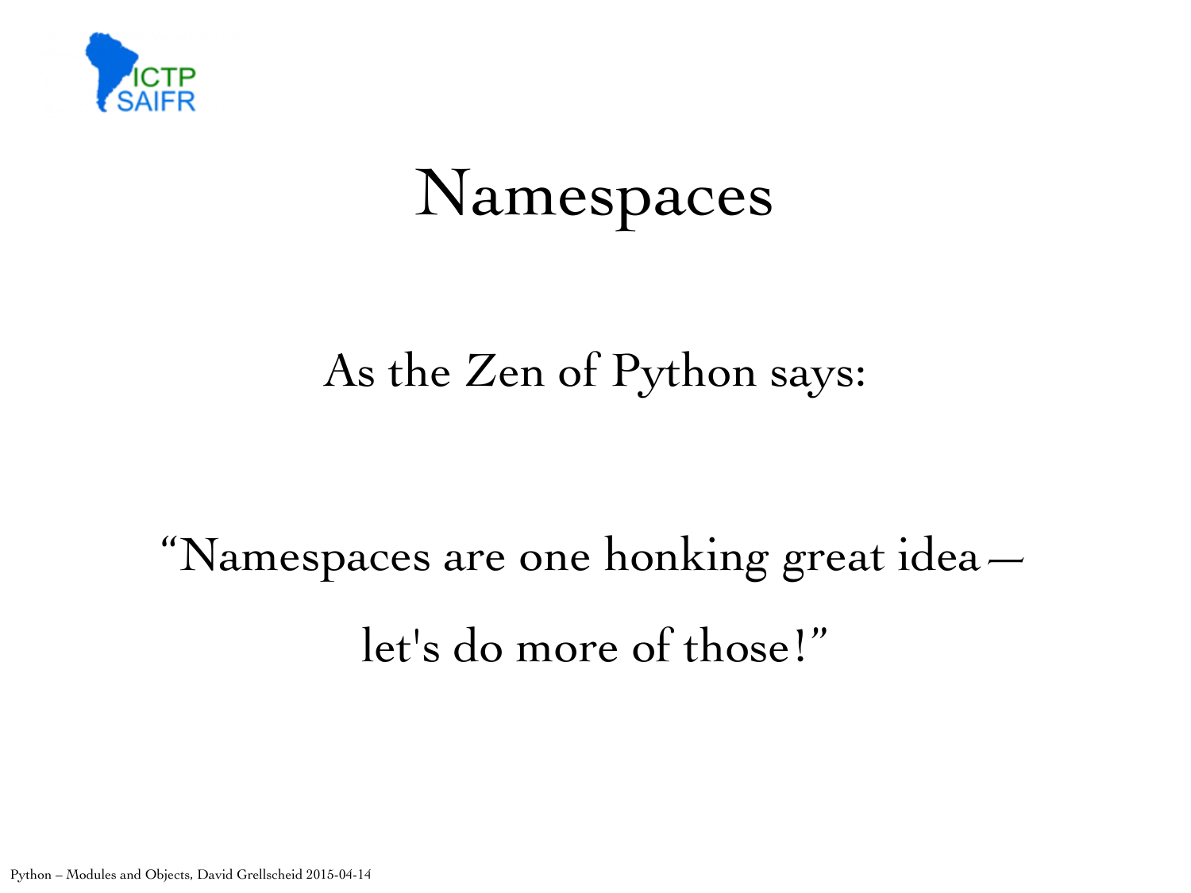# Namespaces

As the Zen of Python says:

“Namespaces are one honking great idea –

let's do more of those!”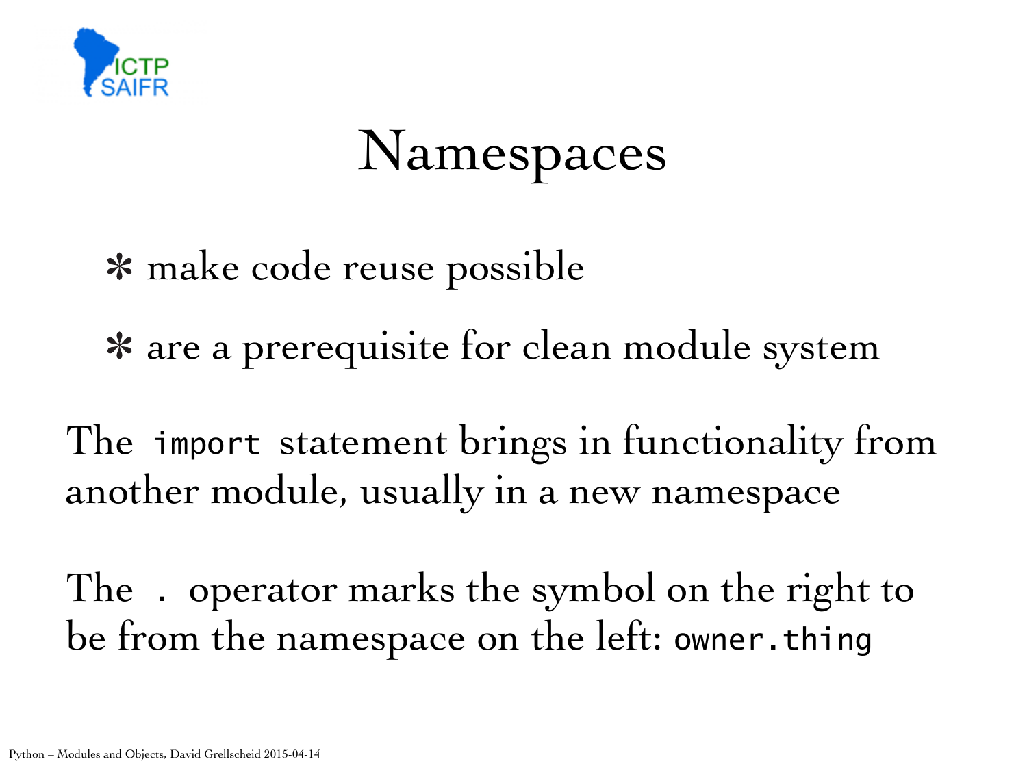# Namespaces

- make code reuse possible
- are a prerequisite for clean module system

The `import` statement brings in functionality from another module, usually in a new namespace

The `.` operator marks the symbol on the right to be from the namespace on the left: `owner.thing`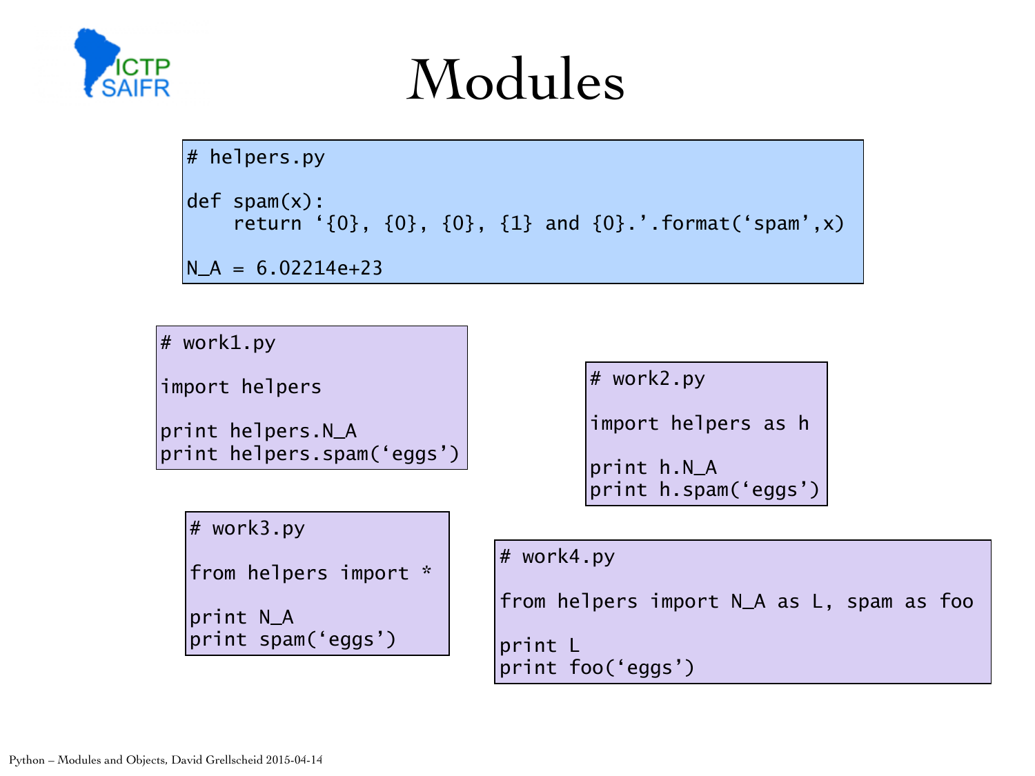# Modules

```
# helpers.py

def spam(x):
    return '{0}, {0}, {0}, {1} and {0}.'.format('spam',x)

N_A = 6.02214e+23
```

```
# work1.py

import helpers

print helpers.N_A
print helpers.spam('eggs')
```

```
# work2.py

import helpers as h

print h.N_A
print h.spam('eggs')
```

```
# work3.py

from helpers import *

print N_A
print spam('eggs')
```

```
# work4.py

from helpers import N_A as L, spam as foo

print L
print foo('eggs')
```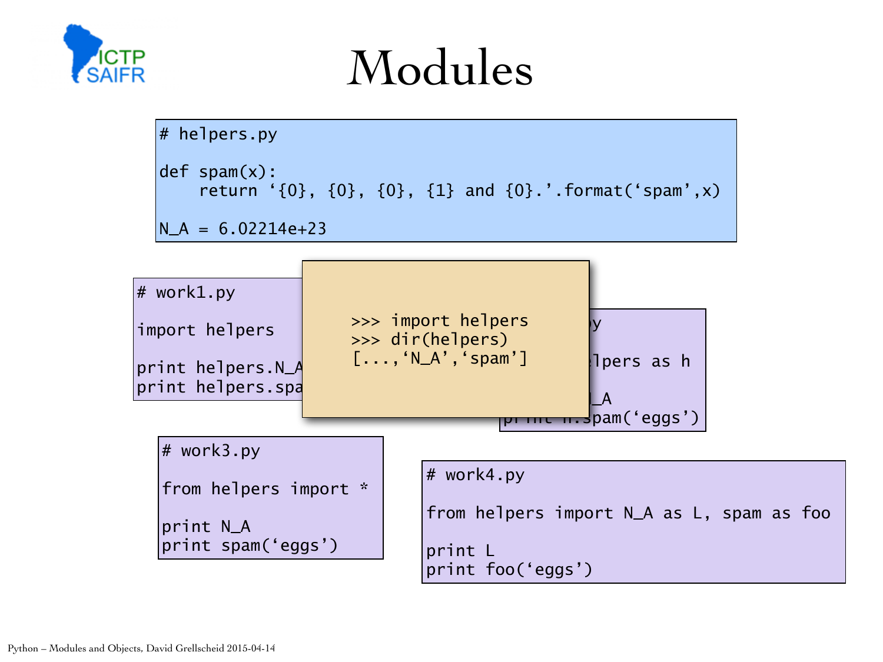# Modules

```
# helpers.py

def spam(x):
    return '{0}, {0}, {0}, {1} and {0}.'.format('spam',x)

N_A = 6.02214e+23
```

```
# work1.py

import helpers

print helpers.N_A
print helpers.spa
```

```
>>> import helpers
>>> dir(helpers)
[...,'N_A','spam']
```

```
y

lpers as h

_A
h.spam('eggs')
```

```
# work3.py

from helpers import *

print N_A
print spam('eggs')
```

```
# work4.py

from helpers import N_A as L, spam as foo

print L
print foo('eggs')
```

Python – Modules and Objects, David Grellscheid 2015-04-14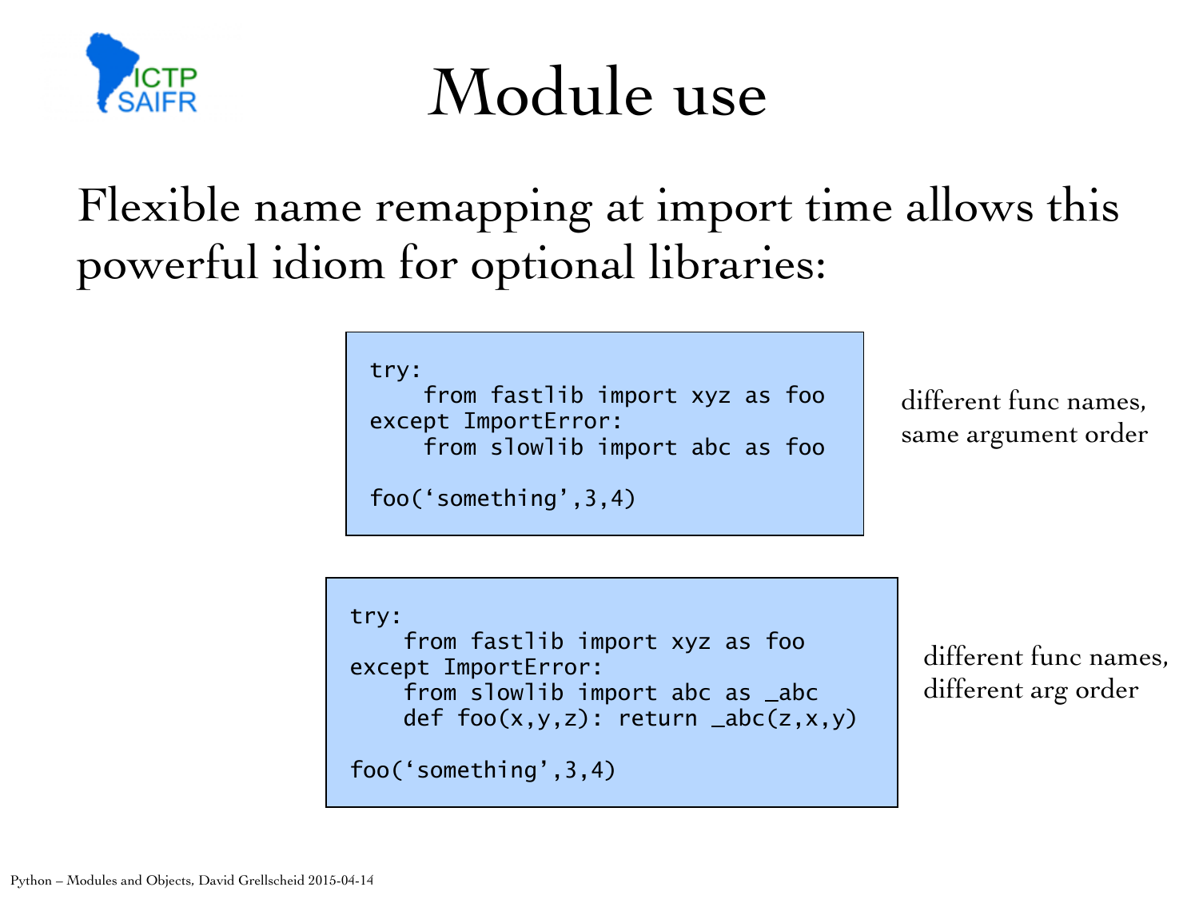# Module use

Flexible name remapping at import time allows this powerful idiom for optional libraries:

```
try:
    from fastlib import xyz as foo
except ImportError:
    from slowlib import abc as foo

foo('something',3,4)
```

different func names, same argument order

```
try:
    from fastlib import xyz as foo
except ImportError:
    from slowlib import abc as _abc
    def foo(x,y,z): return _abc(z,x,y)

foo('something',3,4)
```

different func names, different arg order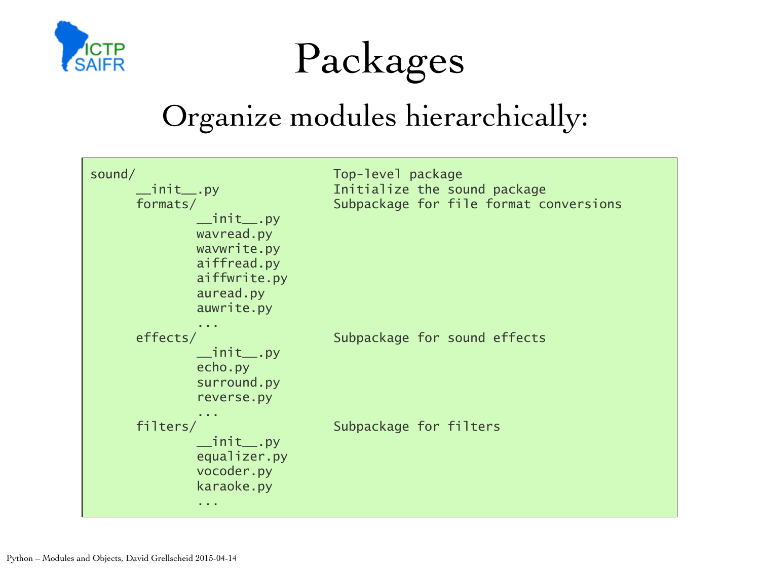# Packages

## Organize modules hierarchically:

```
sound/                          Top-level package
      __init__.py               Initialize the sound package
      formats/                  Subpackage for file format conversions
              __init__.py
              wavread.py
              wavwrite.py
              aiffread.py
              aiffwrite.py
              auread.py
              auwrite.py
              ...
      effects/                  Subpackage for sound effects
              __init__.py
              echo.py
              surround.py
              reverse.py
              ...
      filters/                  Subpackage for filters
              __init__.py
              equalizer.py
              vocoder.py
              karaoke.py
              ...
```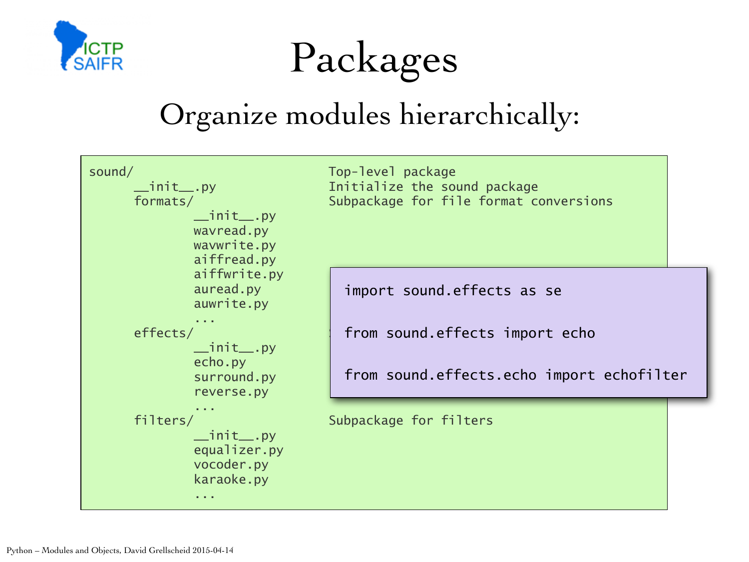# Packages

## Organize modules hierarchically:

```
sound/                          Top-level package
      __init__.py               Initialize the sound package
      formats/                  Subpackage for file format conversions
              __init__.py
              wavread.py
              wavwrite.py
              aiffread.py
              aiffwrite.py
              auread.py
              auwrite.py
              ...
      effects/
              __init__.py
              echo.py
              surround.py
              reverse.py
              ...
      filters/                  Subpackage for filters
              __init__.py
              equalizer.py
              vocoder.py
              karaoke.py
              ...
```

```
import sound.effects as se

from sound.effects import echo

from sound.effects.echo import echofilter
```

Python – Modules and Objects, David Grellscheid 2015-04-14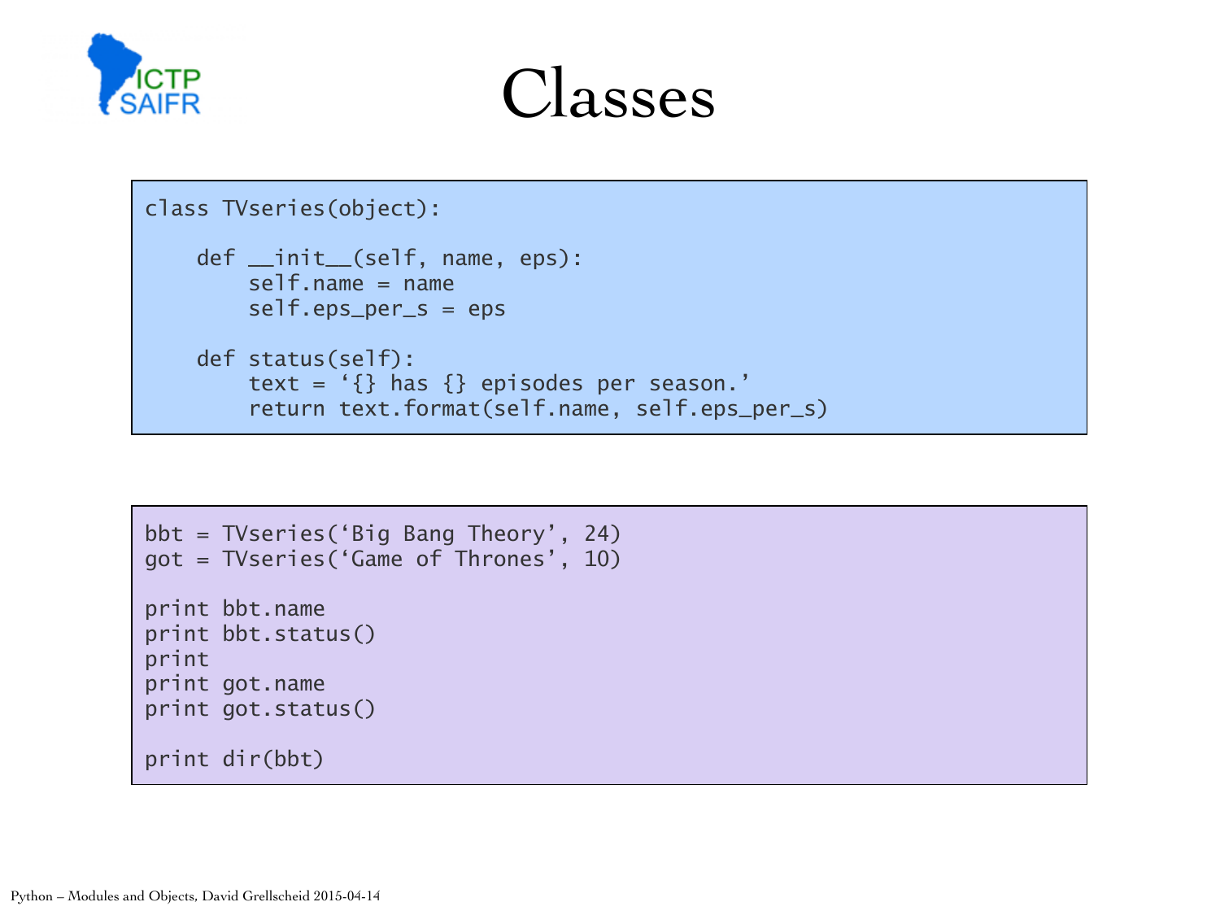# Classes

```
class TVseries(object):

    def __init__(self, name, eps):
        self.name = name
        self.eps_per_s = eps

    def status(self):
        text = '{} has {} episodes per season.'
        return text.format(self.name, self.eps_per_s)
```

```
bbt = TVseries('Big Bang Theory', 24)
got = TVseries('Game of Thrones', 10)

print bbt.name
print bbt.status()
print
print got.name
print got.status()

print dir(bbt)
```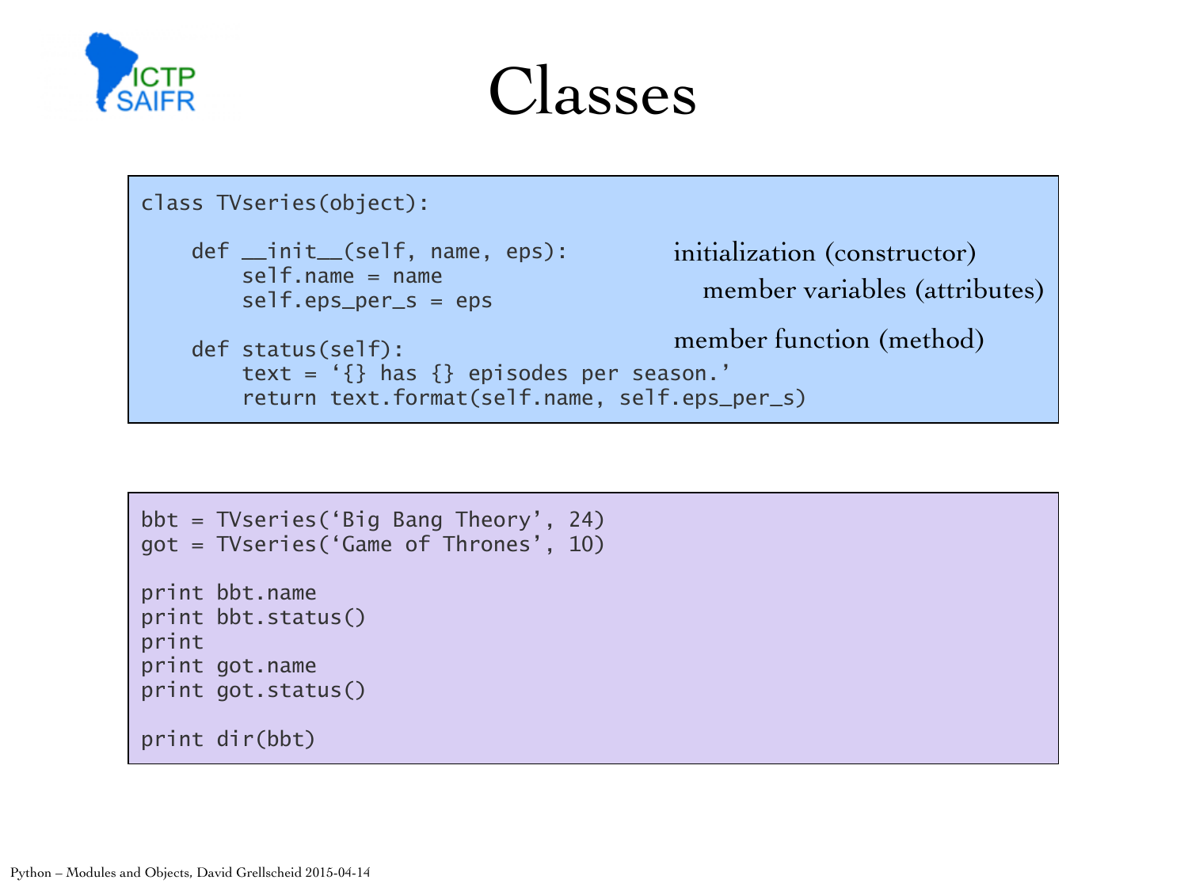# Classes

```
class TVseries(object):

    def __init__(self, name, eps):
        self.name = name
        self.eps_per_s = eps

    def status(self):
        text = '{} has {} episodes per season.'
        return text.format(self.name, self.eps_per_s)
```

initialization (constructor)

member variables (attributes)

member function (method)

```
bbt = TVseries('Big Bang Theory', 24)
got = TVseries('Game of Thrones', 10)

print bbt.name
print bbt.status()
print
print got.name
print got.status()

print dir(bbt)
```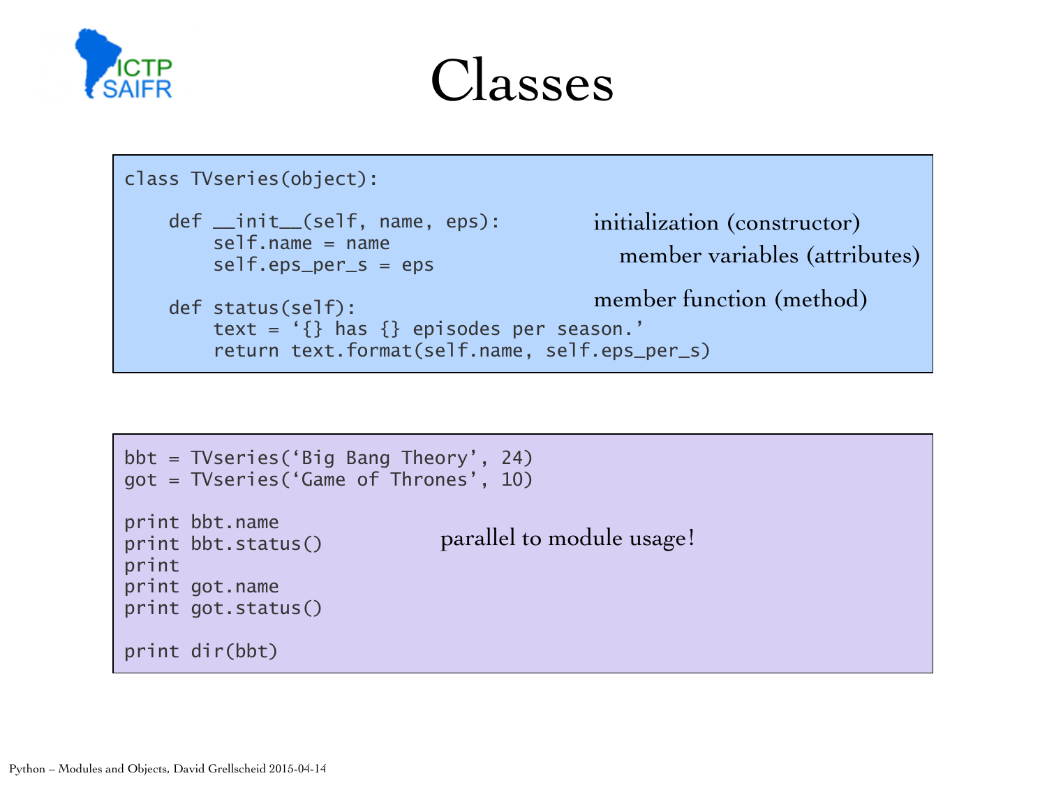# Classes

```
class TVseries(object):

    def __init__(self, name, eps):
        self.name = name
        self.eps_per_s = eps

    def status(self):
        text = '{} has {} episodes per season.'
        return text.format(self.name, self.eps_per_s)
```

initialization (constructor)

member variables (attributes)

member function (method)

```
bbt = TVseries('Big Bang Theory', 24)
got = TVseries('Game of Thrones', 10)

print bbt.name
print bbt.status()
print
print got.name
print got.status()

print dir(bbt)
```

parallel to module usage!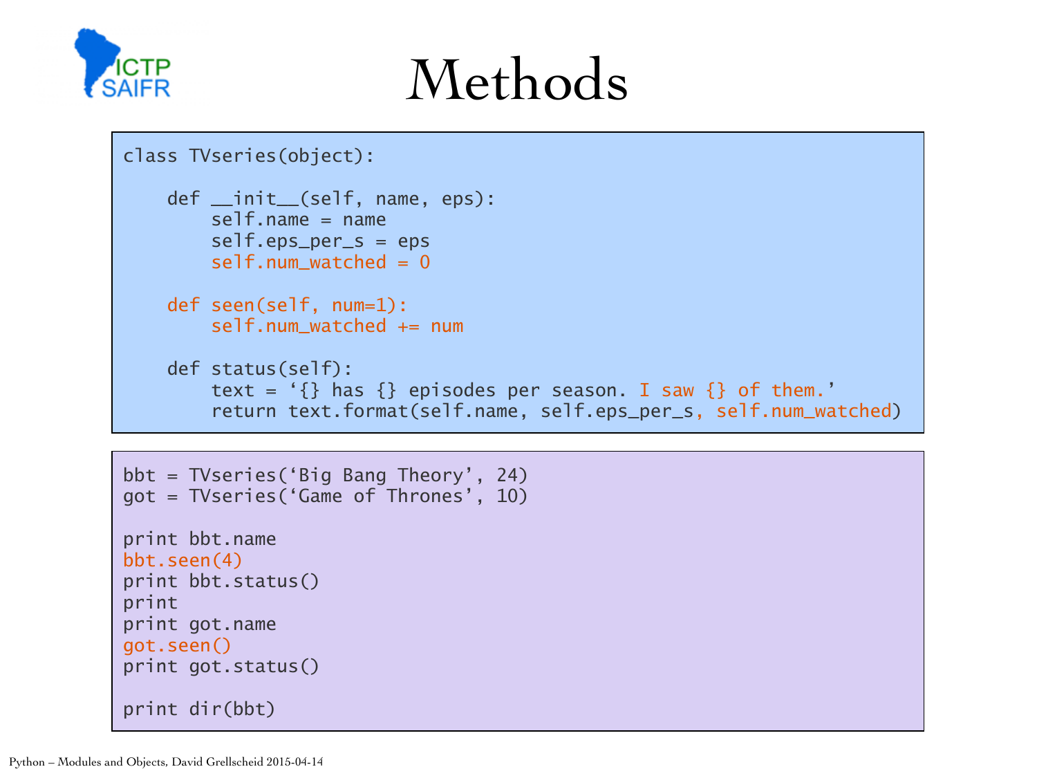# Methods

```
class TVseries(object):

    def __init__(self, name, eps):
        self.name = name
        self.eps_per_s = eps
        self.num_watched = 0

    def seen(self, num=1):
        self.num_watched += num

    def status(self):
        text = '{} has {} episodes per season. I saw {} of them.'
        return text.format(self.name, self.eps_per_s, self.num_watched)
```

```
bbt = TVseries('Big Bang Theory', 24)
got = TVseries('Game of Thrones', 10)

print bbt.name
bbt.seen(4)
print bbt.status()
print
print got.name
got.seen()
print got.status()

print dir(bbt)
```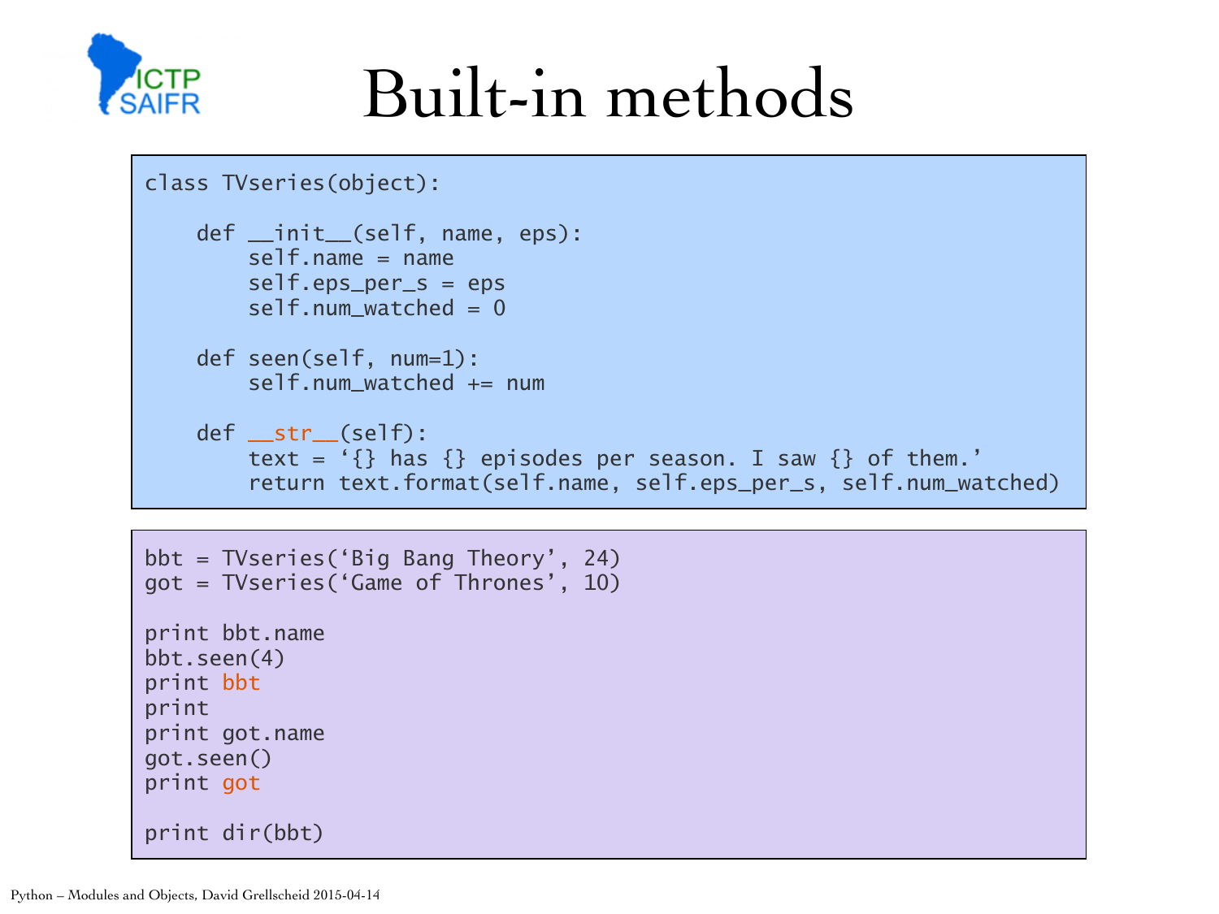# Built-in methods

```
class TVseries(object):

    def __init__(self, name, eps):
        self.name = name
        self.eps_per_s = eps
        self.num_watched = 0

    def seen(self, num=1):
        self.num_watched += num

    def __str__(self):
        text = '{} has {} episodes per season. I saw {} of them.'
        return text.format(self.name, self.eps_per_s, self.num_watched)
```

```
bbt = TVseries('Big Bang Theory', 24)
got = TVseries('Game of Thrones', 10)

print bbt.name
bbt.seen(4)
print bbt
print
print got.name
got.seen()
print got

print dir(bbt)
```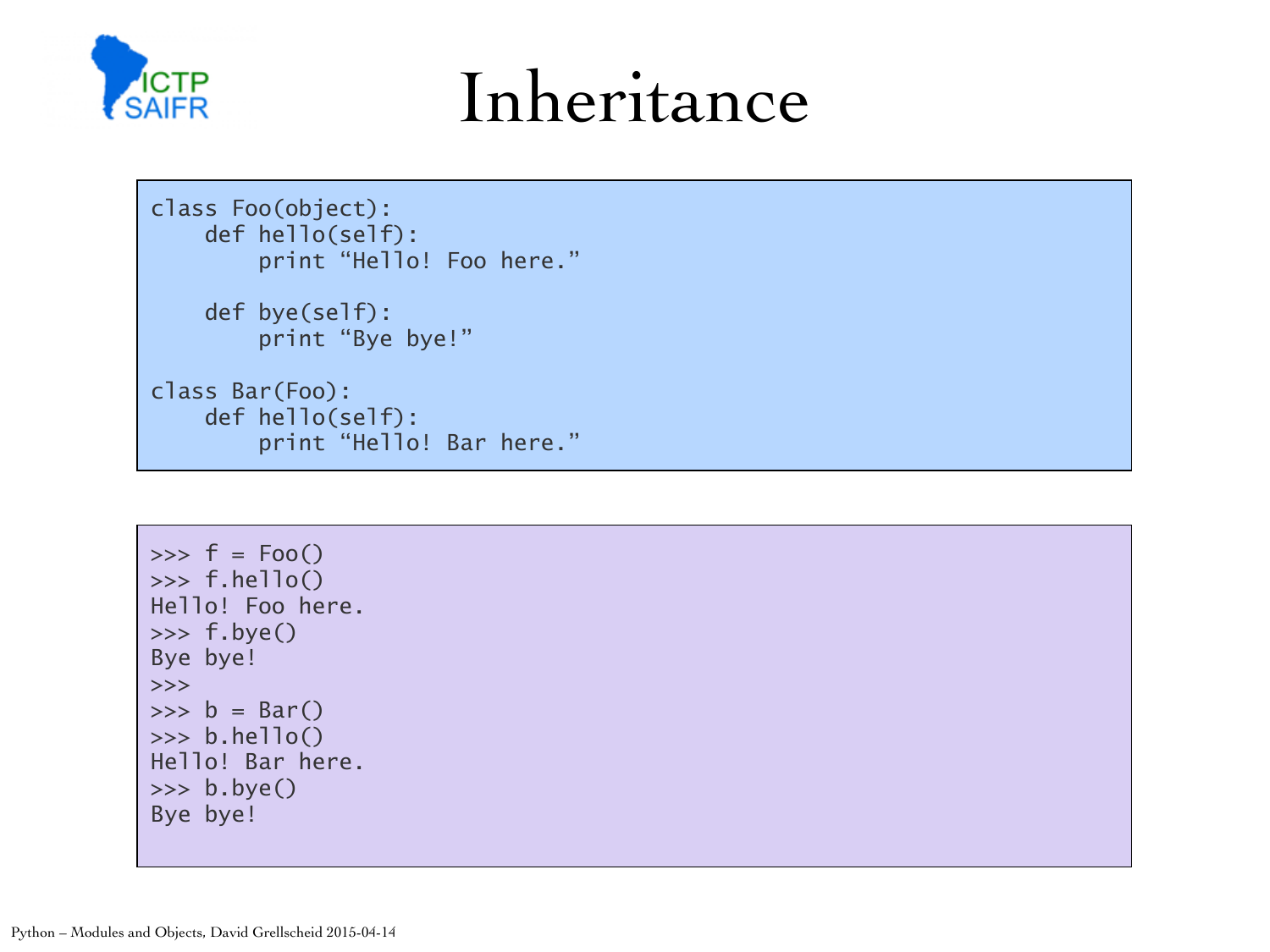# Inheritance

```
class Foo(object):
    def hello(self):
        print "Hello! Foo here."

    def bye(self):
        print "Bye bye!"

class Bar(Foo):
    def hello(self):
        print "Hello! Bar here."
```

```
>>> f = Foo()
>>> f.hello()
Hello! Foo here.
>>> f.bye()
Bye bye!
>>>
>>> b = Bar()
>>> b.hello()
Hello! Bar here.
>>> b.bye()
Bye bye!
```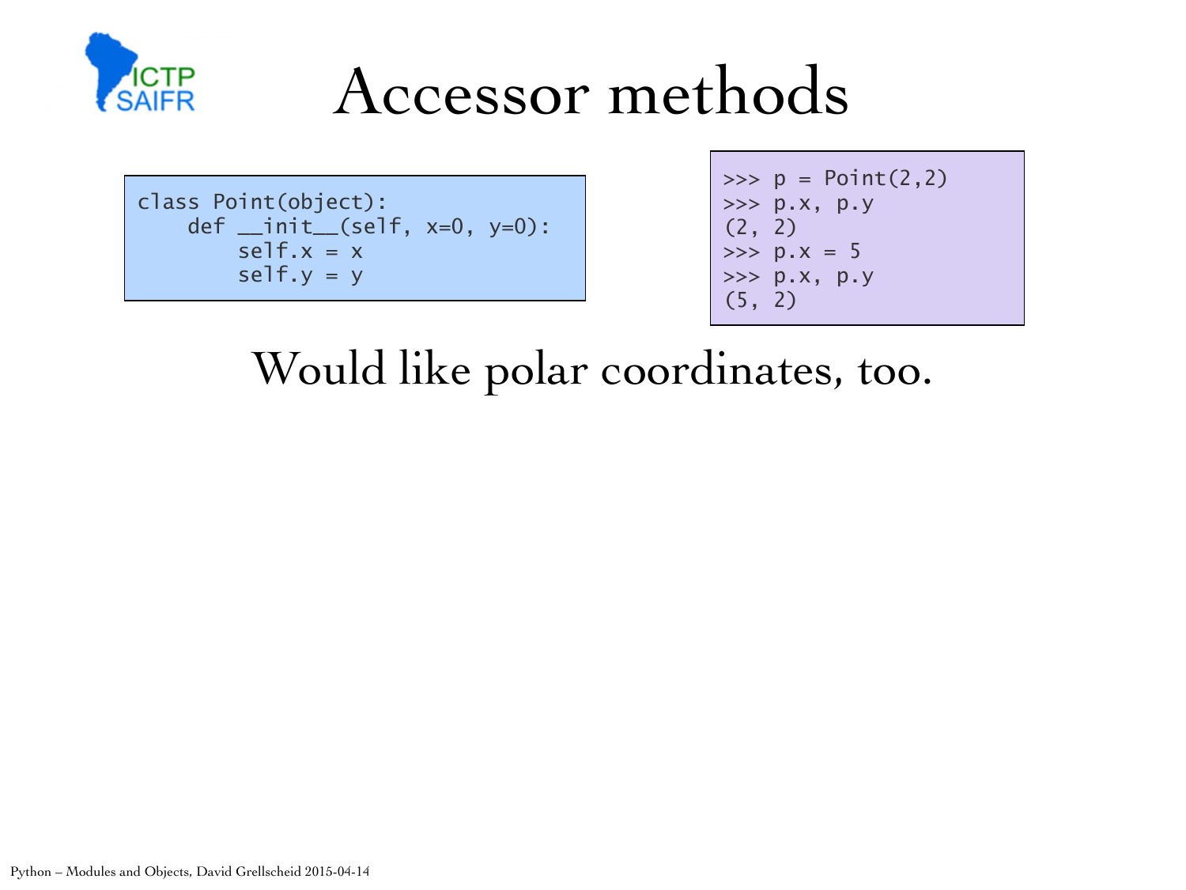# Accessor methods

```
class Point(object):
    def __init__(self, x=0, y=0):
        self.x = x
        self.y = y
```

```
>>> p = Point(2,2)
>>> p.x, p.y
(2, 2)
>>> p.x = 5
>>> p.x, p.y
(5, 2)
```

Would like polar coordinates, too.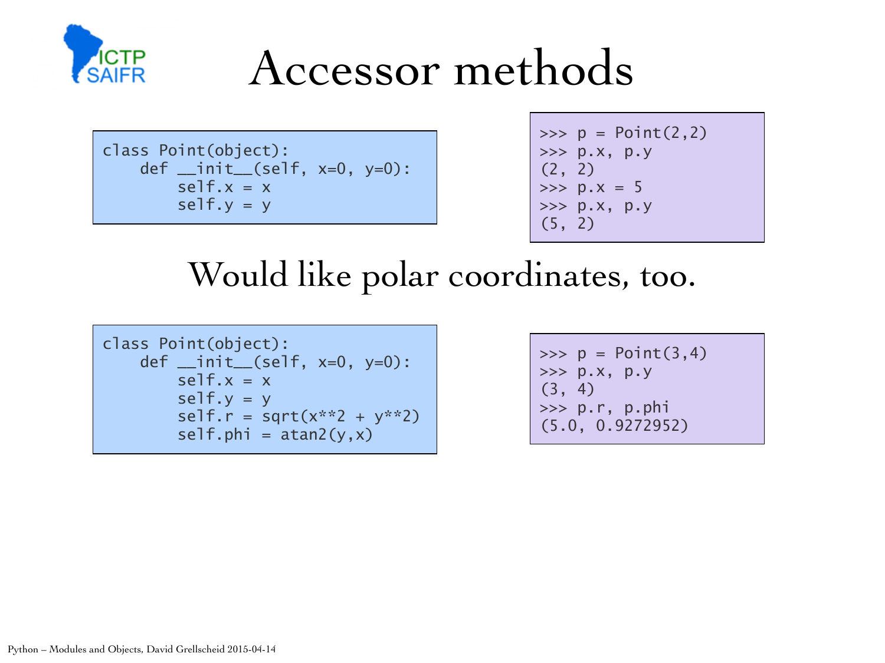# Accessor methods

```
class Point(object):
    def __init__(self, x=0, y=0):
        self.x = x
        self.y = y
```

```
>>> p = Point(2,2)
>>> p.x, p.y
(2, 2)
>>> p.x = 5
>>> p.x, p.y
(5, 2)
```

Would like polar coordinates, too.

```
class Point(object):
    def __init__(self, x=0, y=0):
        self.x = x
        self.y = y
        self.r = sqrt(x**2 + y**2)
        self.phi = atan2(y,x)
```

```
>>> p = Point(3,4)
>>> p.x, p.y
(3, 4)
>>> p.r, p.phi
(5.0, 0.9272952)
```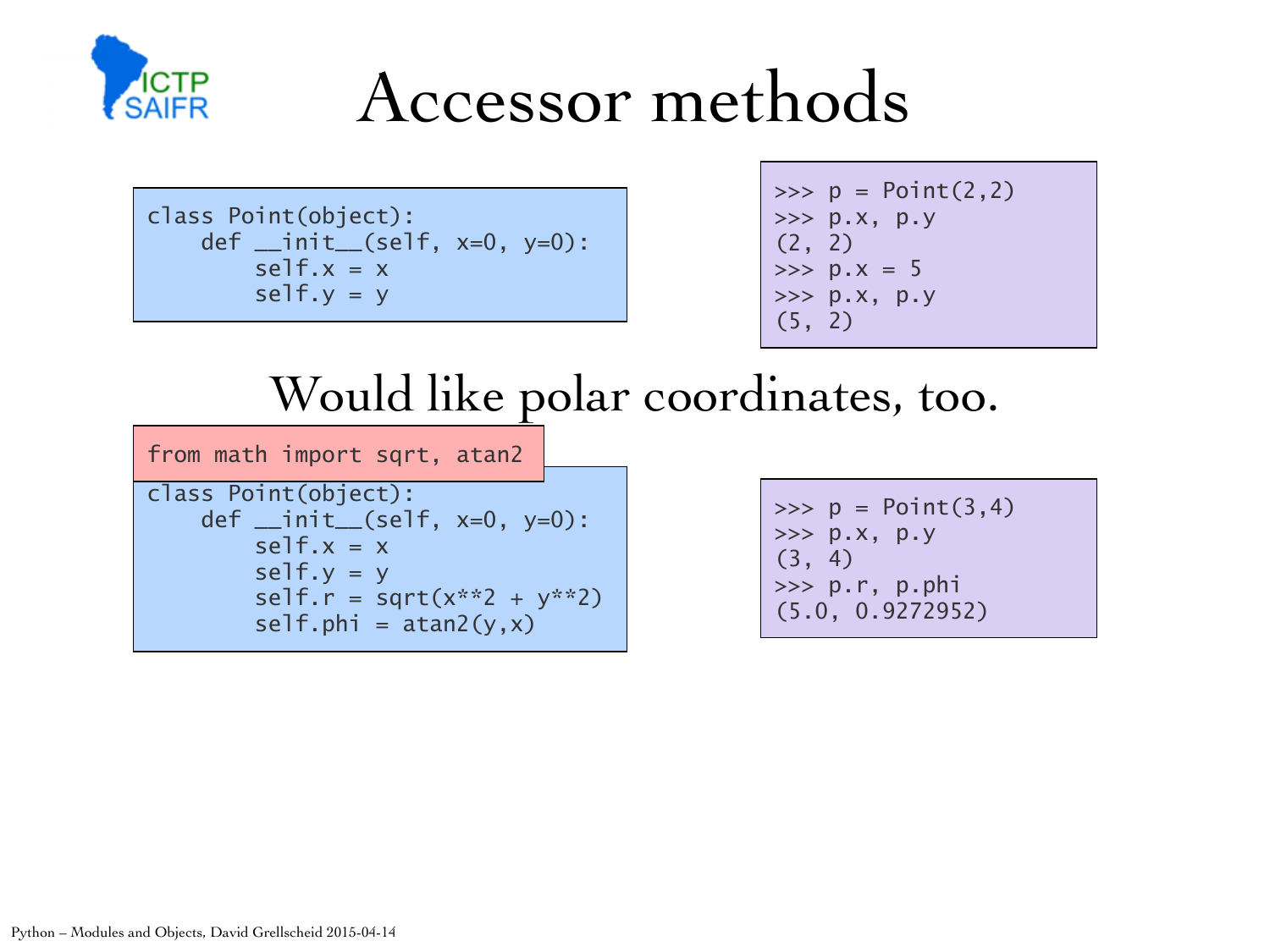# Accessor methods

```python
class Point(object):
    def __init__(self, x=0, y=0):
        self.x = x
        self.y = y
```

```
>>> p = Point(2,2)
>>> p.x, p.y
(2, 2)
>>> p.x = 5
>>> p.x, p.y
(5, 2)
```

## Would like polar coordinates, too.

```python
from math import sqrt, atan2
class Point(object):
    def __init__(self, x=0, y=0):
        self.x = x
        self.y = y
        self.r = sqrt(x**2 + y**2)
        self.phi = atan2(y,x)
```

```
>>> p = Point(3,4)
>>> p.x, p.y
(3, 4)
>>> p.r, p.phi
(5.0, 0.9272952)
```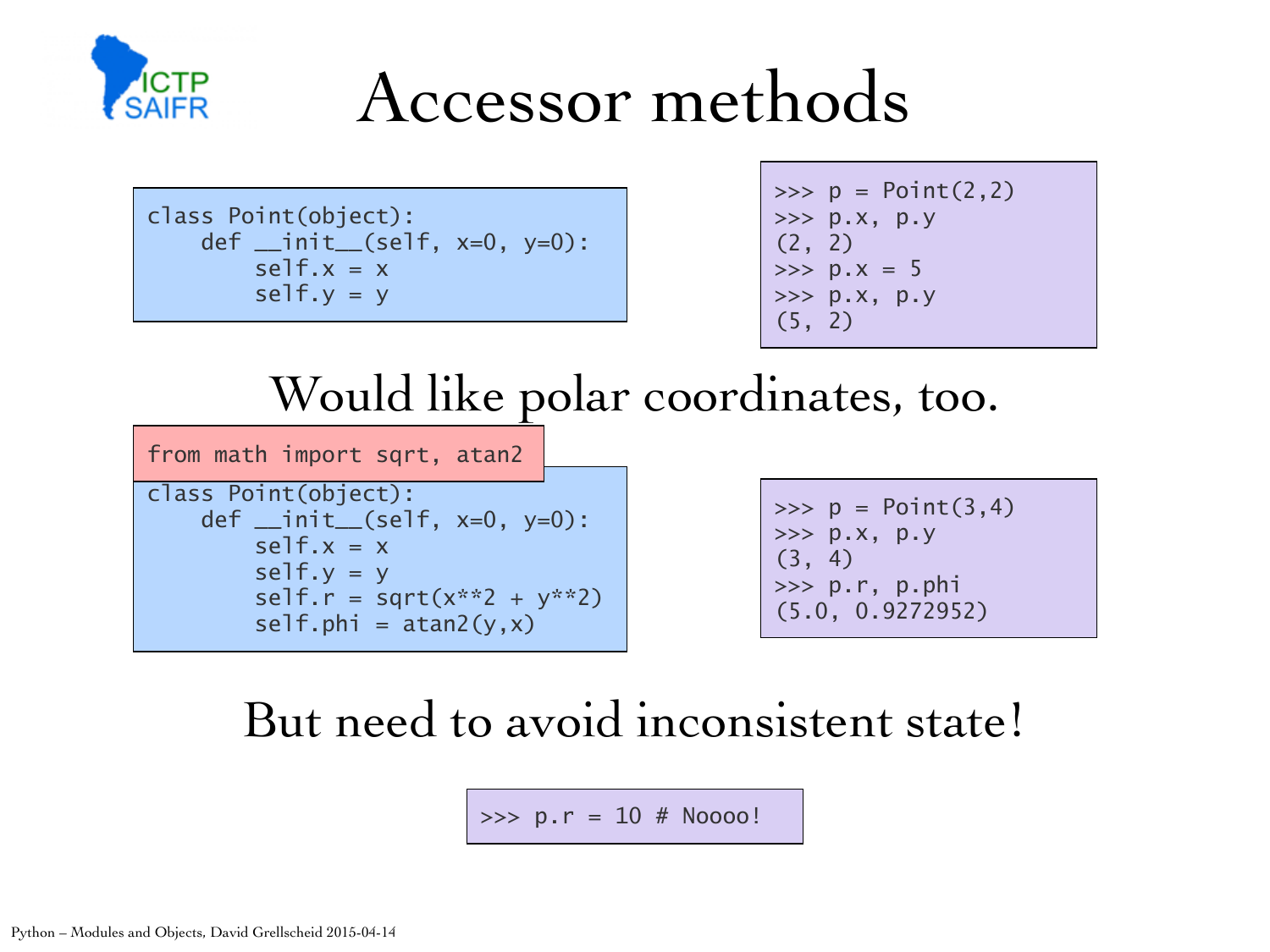# Accessor methods

```
class Point(object):
    def __init__(self, x=0, y=0):
        self.x = x
        self.y = y
```

```
>>> p = Point(2,2)
>>> p.x, p.y
(2, 2)
>>> p.x = 5
>>> p.x, p.y
(5, 2)
```

Would like polar coordinates, too.

```
from math import sqrt, atan2
```

```
class Point(object):
    def __init__(self, x=0, y=0):
        self.x = x
        self.y = y
        self.r = sqrt(x**2 + y**2)
        self.phi = atan2(y,x)
```

```
>>> p = Point(3,4)
>>> p.x, p.y
(3, 4)
>>> p.r, p.phi
(5.0, 0.9272952)
```

But need to avoid inconsistent state!

```
>>> p.r = 10 # Noooo!
```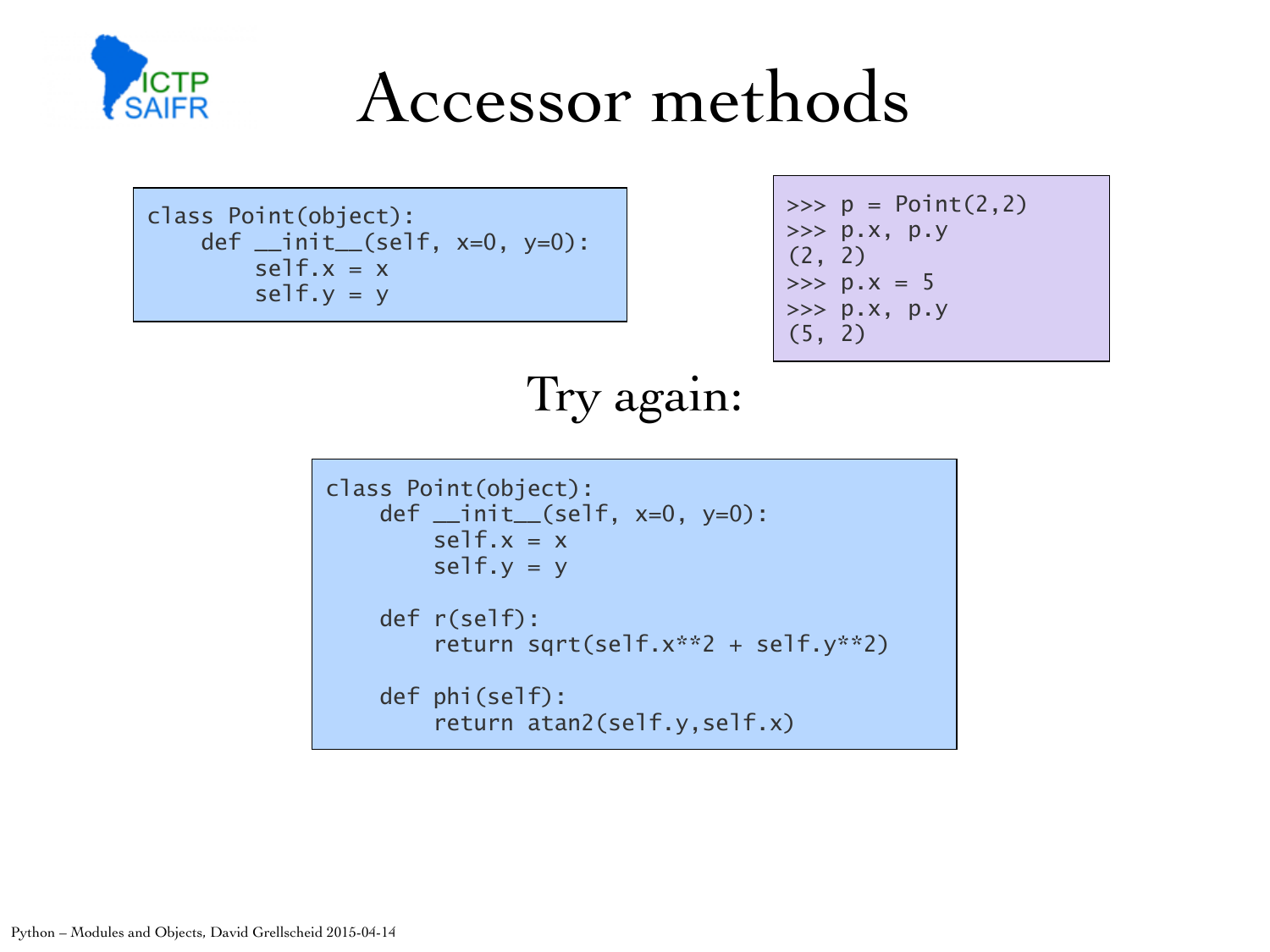# Accessor methods

```python
class Point(object):
    def __init__(self, x=0, y=0):
        self.x = x
        self.y = y
```

```python
>>> p = Point(2,2)
>>> p.x, p.y
(2, 2)
>>> p.x = 5
>>> p.x, p.y
(5, 2)
```

Try again:

```python
class Point(object):
    def __init__(self, x=0, y=0):
        self.x = x
        self.y = y

    def r(self):
        return sqrt(self.x**2 + self.y**2)

    def phi(self):
        return atan2(self.y,self.x)
```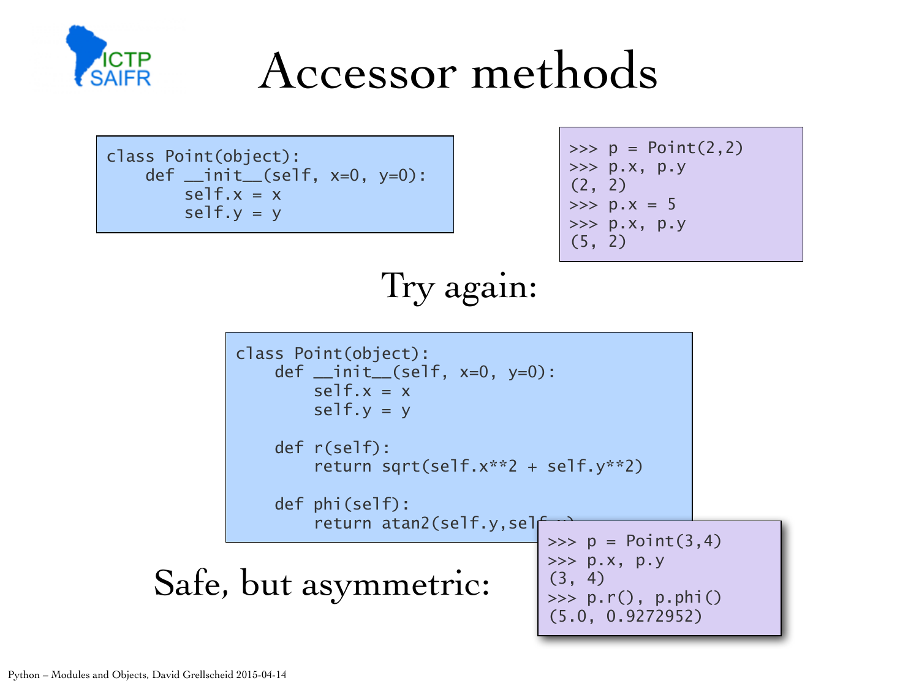# Accessor methods

```
class Point(object):
    def __init__(self, x=0, y=0):
        self.x = x
        self.y = y
```

```
>>> p = Point(2,2)
>>> p.x, p.y
(2, 2)
>>> p.x = 5
>>> p.x, p.y
(5, 2)
```

Try again:

```
class Point(object):
    def __init__(self, x=0, y=0):
        self.x = x
        self.y = y

    def r(self):
        return sqrt(self.x**2 + self.y**2)

    def phi(self):
        return atan2(self.y,self.x)
```

Safe, but asymmetric:

```
>>> p = Point(3,4)
>>> p.x, p.y
(3, 4)
>>> p.r(), p.phi()
(5.0, 0.9272952)
```

Python – Modules and Objects, David Grellscheid 2015-04-14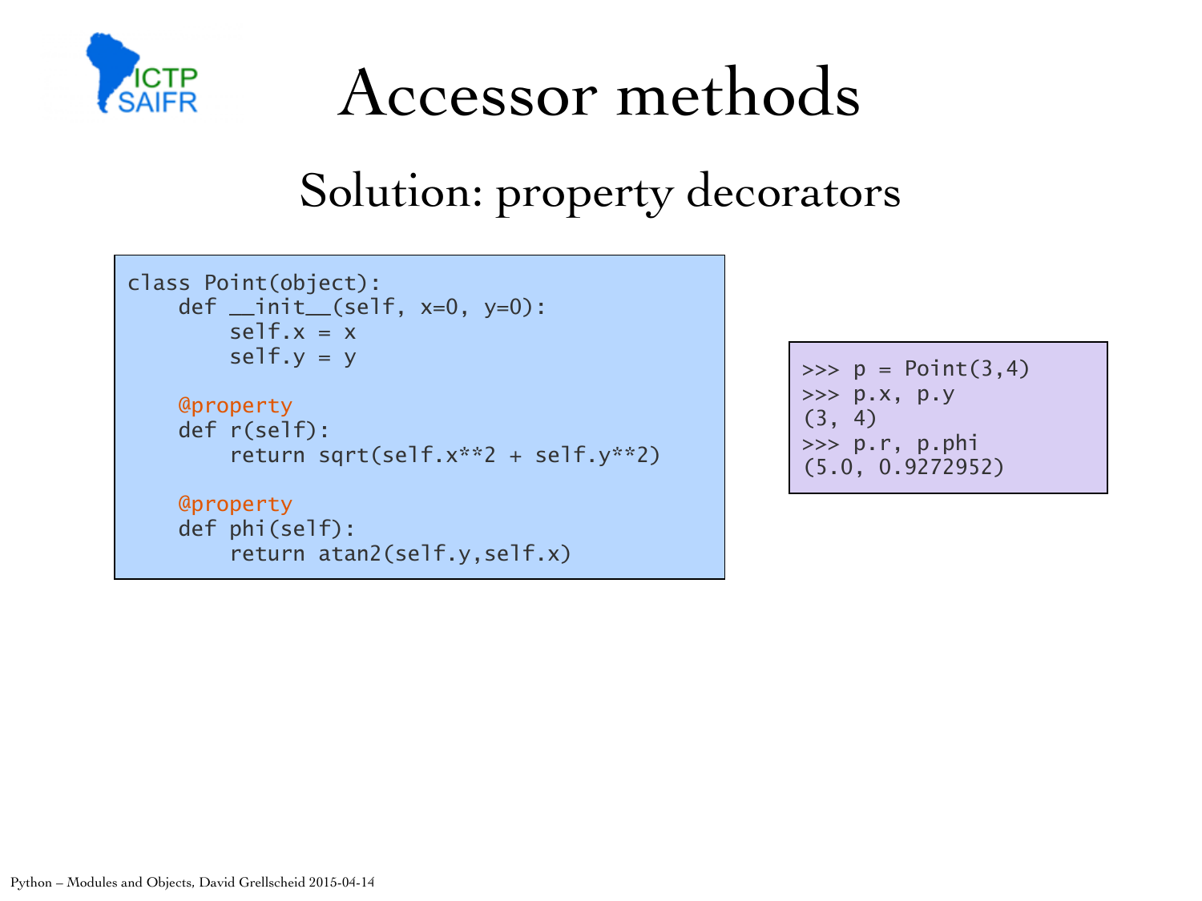# Accessor methods

## Solution: property decorators

```
class Point(object):
    def __init__(self, x=0, y=0):
        self.x = x
        self.y = y

    @property
    def r(self):
        return sqrt(self.x**2 + self.y**2)

    @property
    def phi(self):
        return atan2(self.y,self.x)
```

```
>>> p = Point(3,4)
>>> p.x, p.y
(3, 4)
>>> p.r, p.phi
(5.0, 0.9272952)
```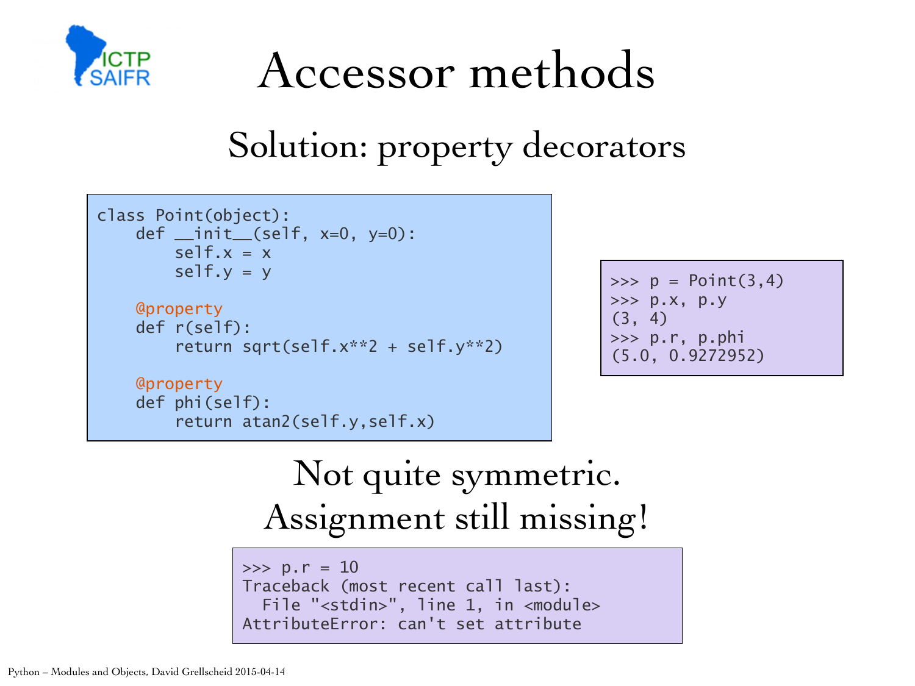# Accessor methods

## Solution: property decorators

```
class Point(object):
    def __init__(self, x=0, y=0):
        self.x = x
        self.y = y

    @property
    def r(self):
        return sqrt(self.x**2 + self.y**2)

    @property
    def phi(self):
        return atan2(self.y,self.x)
```

```
>>> p = Point(3,4)
>>> p.x, p.y
(3, 4)
>>> p.r, p.phi
(5.0, 0.9272952)
```

Not quite symmetric.
Assignment still missing!

```
>>> p.r = 10
Traceback (most recent call last):
  File "<stdin>", line 1, in <module>
AttributeError: can't set attribute
```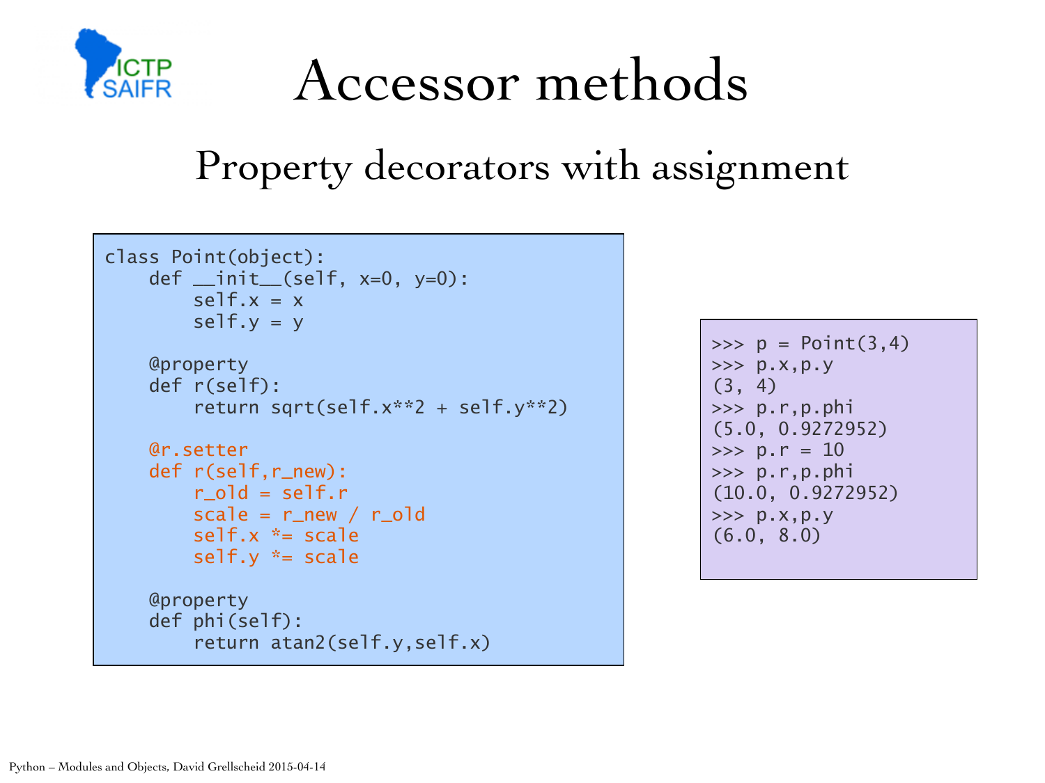# Accessor methods

## Property decorators with assignment

```
class Point(object):
    def __init__(self, x=0, y=0):
        self.x = x
        self.y = y

    @property
    def r(self):
        return sqrt(self.x**2 + self.y**2)

    @r.setter
    def r(self,r_new):
        r_old = self.r
        scale = r_new / r_old
        self.x *= scale
        self.y *= scale

    @property
    def phi(self):
        return atan2(self.y,self.x)
```

```
>>> p = Point(3,4)
>>> p.x,p.y
(3, 4)
>>> p.r,p.phi
(5.0, 0.9272952)
>>> p.r = 10
>>> p.r,p.phi
(10.0, 0.9272952)
>>> p.x,p.y
(6.0, 8.0)
```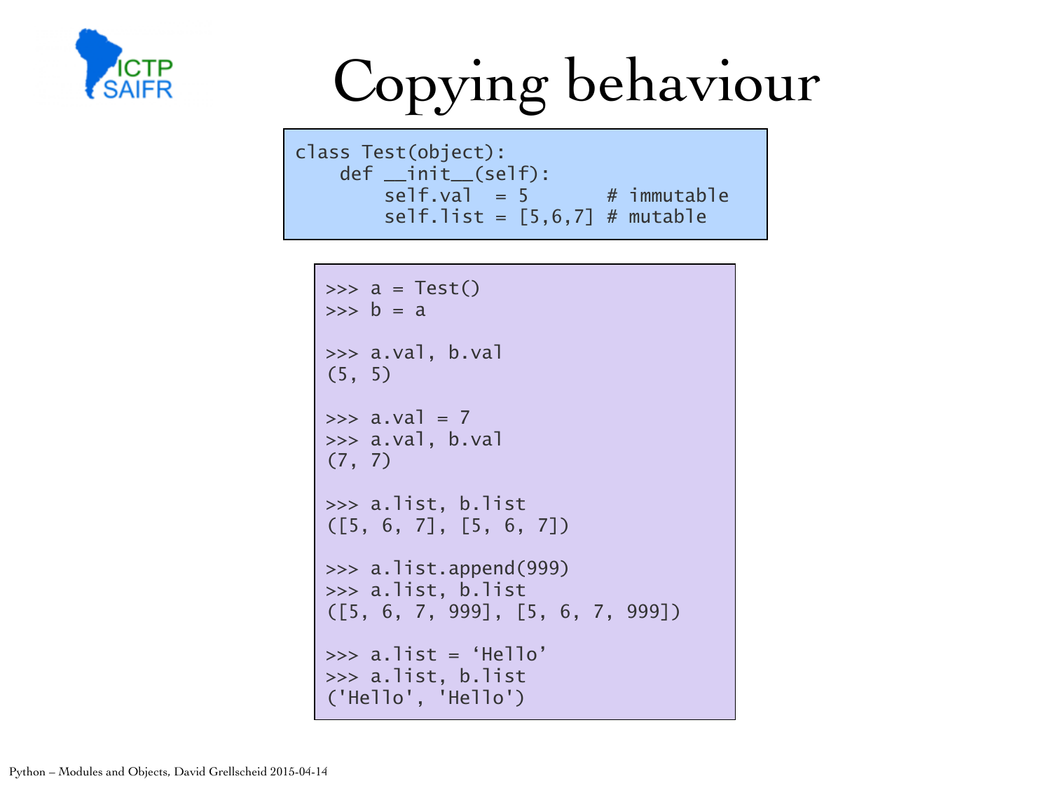# Copying behaviour

```
class Test(object):
    def __init__(self):
        self.val  = 5       # immutable
        self.list = [5,6,7] # mutable
```

```
>>> a = Test()
>>> b = a

>>> a.val, b.val
(5, 5)

>>> a.val = 7
>>> a.val, b.val
(7, 7)

>>> a.list, b.list
([5, 6, 7], [5, 6, 7])

>>> a.list.append(999)
>>> a.list, b.list
([5, 6, 7, 999], [5, 6, 7, 999])

>>> a.list = ‘Hello’
>>> a.list, b.list
('Hello', 'Hello')
```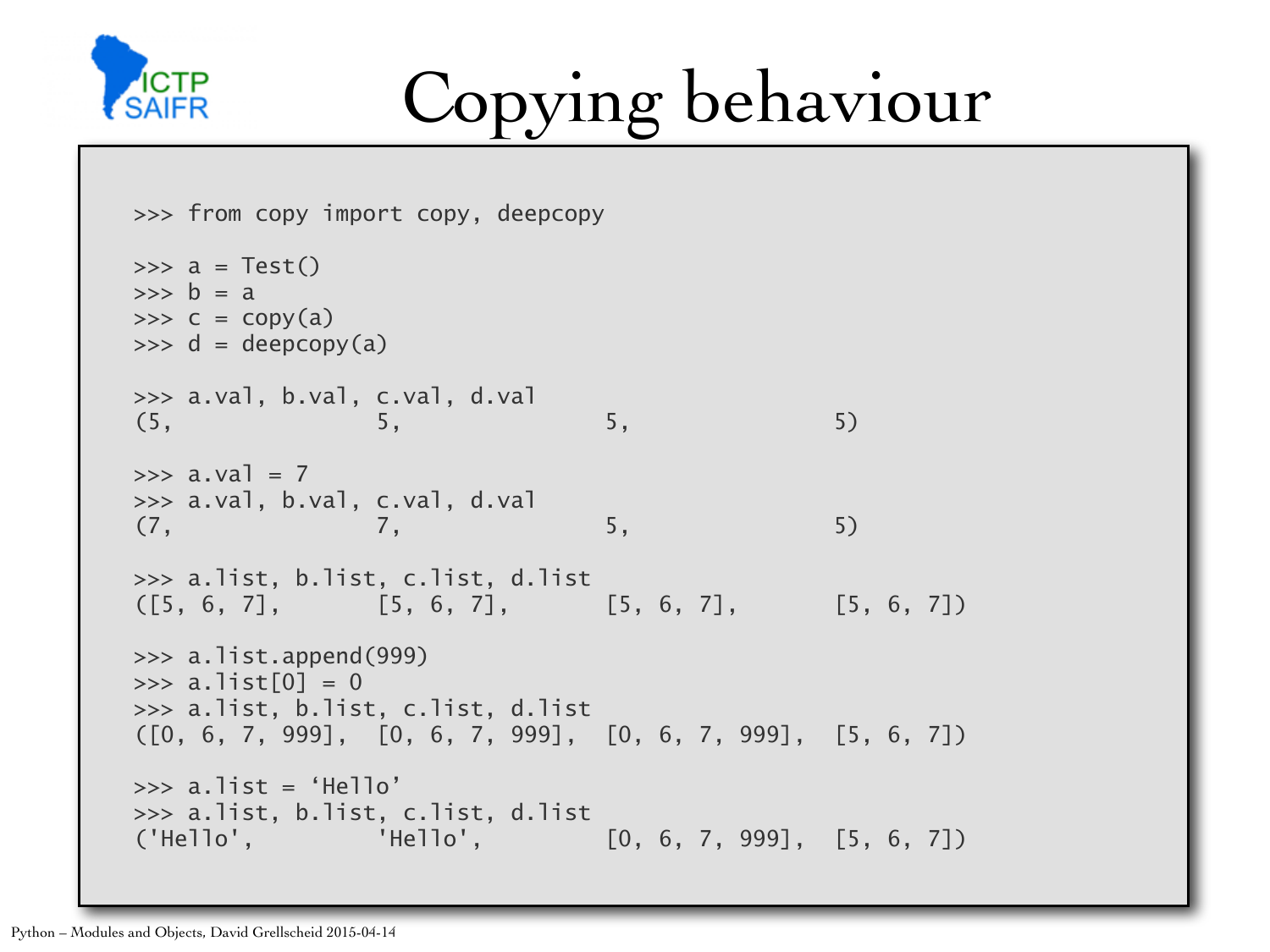# Copying behaviour

```
>>> from copy import copy, deepcopy

>>> a = Test()
>>> b = a
>>> c = copy(a)
>>> d = deepcopy(a)

>>> a.val, b.val, c.val, d.val
(5,              5,              5,              5)

>>> a.val = 7
>>> a.val, b.val, c.val, d.val
(7,              7,              5,              5)

>>> a.list, b.list, c.list, d.list
([5, 6, 7],      [5, 6, 7],      [5, 6, 7],      [5, 6, 7])

>>> a.list.append(999)
>>> a.list[0] = 0
>>> a.list, b.list, c.list, d.list
([0, 6, 7, 999], [0, 6, 7, 999], [0, 6, 7, 999], [5, 6, 7])

>>> a.list = 'Hello'
>>> a.list, b.list, c.list, d.list
('Hello',        'Hello',        [0, 6, 7, 999], [5, 6, 7])
```